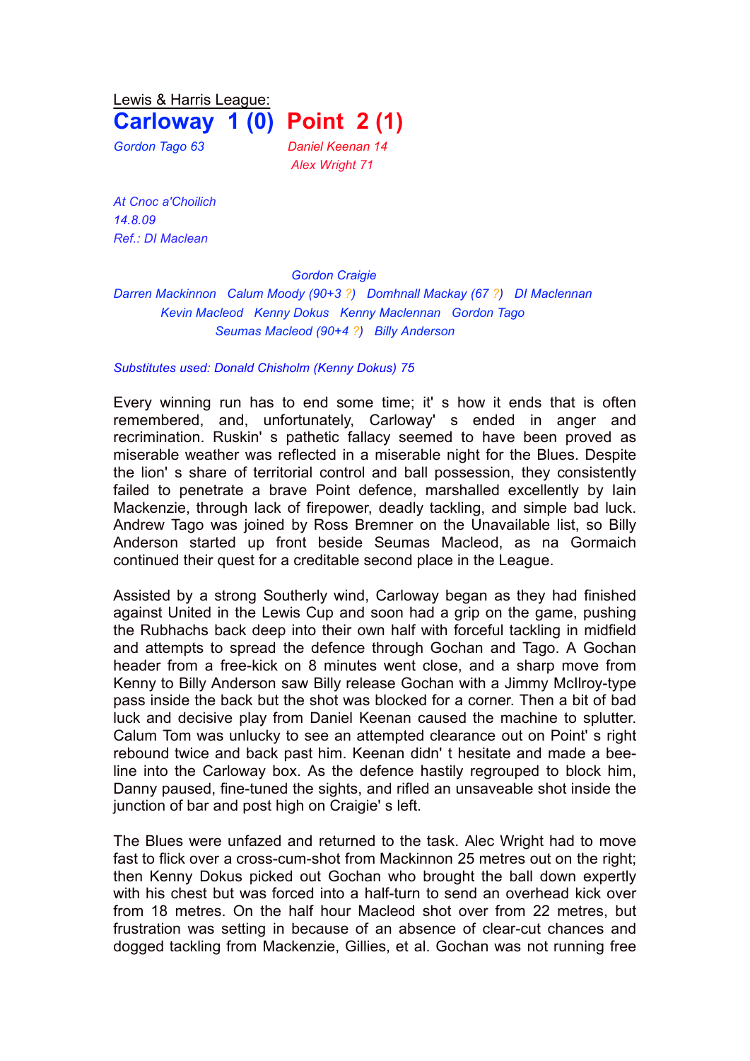Lewis & Harris League:

# Carloway 1 (0) Point 2 (1)

*Gordon Tago 63*

*Daniel Keenan 14*
*Alex Wright 71*

*At Cnoc a'Choilich*
*14.8.09*
*Ref.: DI Maclean*

*Gordon Craigie*

*Darren Mackinnon   Calum Moody (90+3 ?)   Domhnall Mackay (67 ?)   DI Maclennan*

*Kevin Macleod   Kenny Dokus   Kenny Maclennan   Gordon Tago*

*Seumas Macleod (90+4 ?)   Billy Anderson*

*Substitutes used: Donald Chisholm (Kenny Dokus) 75*

Every winning run has to end some time; it' s how it ends that is often remembered, and, unfortunately, Carloway' s ended in anger and recrimination. Ruskin' s pathetic fallacy seemed to have been proved as miserable weather was reflected in a miserable night for the Blues. Despite the lion' s share of territorial control and ball possession, they consistently failed to penetrate a brave Point defence, marshalled excellently by Iain Mackenzie, through lack of firepower, deadly tackling, and simple bad luck. Andrew Tago was joined by Ross Bremner on the Unavailable list, so Billy Anderson started up front beside Seumas Macleod, as na Gormaich continued their quest for a creditable second place in the League.

Assisted by a strong Southerly wind, Carloway began as they had finished against United in the Lewis Cup and soon had a grip on the game, pushing the Rubhachs back deep into their own half with forceful tackling in midfield and attempts to spread the defence through Gochan and Tago. A Gochan header from a free-kick on 8 minutes went close, and a sharp move from Kenny to Billy Anderson saw Billy release Gochan with a Jimmy McIlroy-type pass inside the back but the shot was blocked for a corner. Then a bit of bad luck and decisive play from Daniel Keenan caused the machine to splutter. Calum Tom was unlucky to see an attempted clearance out on Point' s right rebound twice and back past him. Keenan didn' t hesitate and made a bee-line into the Carloway box. As the defence hastily regrouped to block him, Danny paused, fine-tuned the sights, and rifled an unsaveable shot inside the junction of bar and post high on Craigie' s left.

The Blues were unfazed and returned to the task. Alec Wright had to move fast to flick over a cross-cum-shot from Mackinnon 25 metres out on the right; then Kenny Dokus picked out Gochan who brought the ball down expertly with his chest but was forced into a half-turn to send an overhead kick over from 18 metres. On the half hour Macleod shot over from 22 metres, but frustration was setting in because of an absence of clear-cut chances and dogged tackling from Mackenzie, Gillies, et al. Gochan was not running free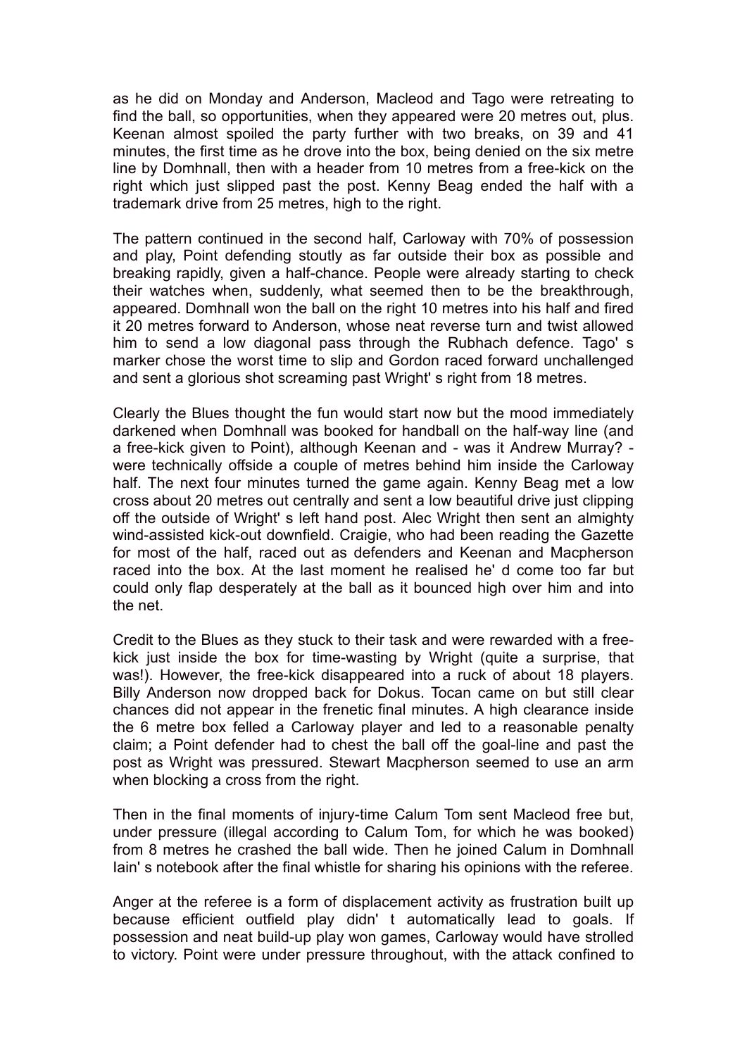as he did on Monday and Anderson, Macleod and Tago were retreating to find the ball, so opportunities, when they appeared were 20 metres out, plus. Keenan almost spoiled the party further with two breaks, on 39 and 41 minutes, the first time as he drove into the box, being denied on the six metre line by Domhnall, then with a header from 10 metres from a free-kick on the right which just slipped past the post. Kenny Beag ended the half with a trademark drive from 25 metres, high to the right.

The pattern continued in the second half, Carloway with 70% of possession and play, Point defending stoutly as far outside their box as possible and breaking rapidly, given a half-chance. People were already starting to check their watches when, suddenly, what seemed then to be the breakthrough, appeared. Domhnall won the ball on the right 10 metres into his half and fired it 20 metres forward to Anderson, whose neat reverse turn and twist allowed him to send a low diagonal pass through the Rubhach defence. Tago' s marker chose the worst time to slip and Gordon raced forward unchallenged and sent a glorious shot screaming past Wright' s right from 18 metres.

Clearly the Blues thought the fun would start now but the mood immediately darkened when Domhnall was booked for handball on the half-way line (and a free-kick given to Point), although Keenan and - was it Andrew Murray? - were technically offside a couple of metres behind him inside the Carloway half. The next four minutes turned the game again. Kenny Beag met a low cross about 20 metres out centrally and sent a low beautiful drive just clipping off the outside of Wright' s left hand post. Alec Wright then sent an almighty wind-assisted kick-out downfield. Craigie, who had been reading the Gazette for most of the half, raced out as defenders and Keenan and Macpherson raced into the box. At the last moment he realised he' d come too far but could only flap desperately at the ball as it bounced high over him and into the net.

Credit to the Blues as they stuck to their task and were rewarded with a free-kick just inside the box for time-wasting by Wright (quite a surprise, that was!). However, the free-kick disappeared into a ruck of about 18 players. Billy Anderson now dropped back for Dokus. Tocan came on but still clear chances did not appear in the frenetic final minutes. A high clearance inside the 6 metre box felled a Carloway player and led to a reasonable penalty claim; a Point defender had to chest the ball off the goal-line and past the post as Wright was pressured. Stewart Macpherson seemed to use an arm when blocking a cross from the right.

Then in the final moments of injury-time Calum Tom sent Macleod free but, under pressure (illegal according to Calum Tom, for which he was booked) from 8 metres he crashed the ball wide. Then he joined Calum in Domhnall Iain' s notebook after the final whistle for sharing his opinions with the referee.

Anger at the referee is a form of displacement activity as frustration built up because efficient outfield play didn' t automatically lead to goals. If possession and neat build-up play won games, Carloway would have strolled to victory. Point were under pressure throughout, with the attack confined to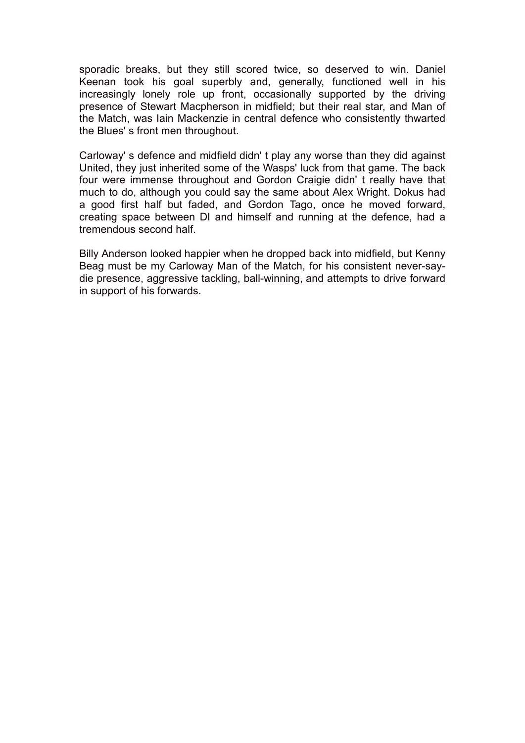sporadic breaks, but they still scored twice, so deserved to win. Daniel Keenan took his goal superbly and, generally, functioned well in his increasingly lonely role up front, occasionally supported by the driving presence of Stewart Macpherson in midfield; but their real star, and Man of the Match, was Iain Mackenzie in central defence who consistently thwarted the Blues' s front men throughout.

Carloway' s defence and midfield didn' t play any worse than they did against United, they just inherited some of the Wasps' luck from that game. The back four were immense throughout and Gordon Craigie didn' t really have that much to do, although you could say the same about Alex Wright. Dokus had a good first half but faded, and Gordon Tago, once he moved forward, creating space between DI and himself and running at the defence, had a tremendous second half.

Billy Anderson looked happier when he dropped back into midfield, but Kenny Beag must be my Carloway Man of the Match, for his consistent never-say-die presence, aggressive tackling, ball-winning, and attempts to drive forward in support of his forwards.